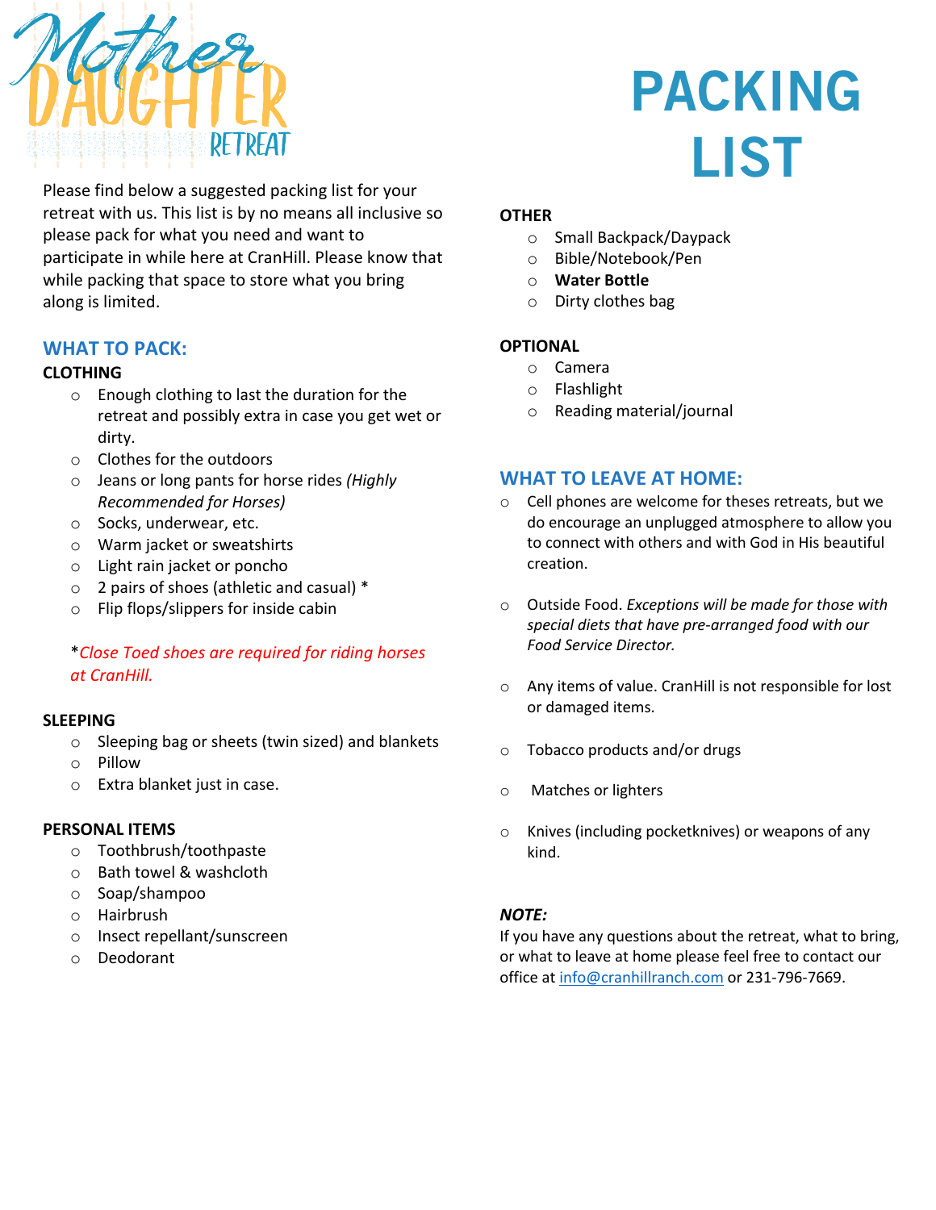Mother DAUGHTER RETREAT

# PACKING LIST

Please find below a suggested packing list for your retreat with us. This list is by no means all inclusive so please pack for what you need and want to participate in while here at CranHill. Please know that while packing that space to store what you bring along is limited.

## WHAT TO PACK:

**CLOTHING**

- Enough clothing to last the duration for the retreat and possibly extra in case you get wet or dirty.
- Clothes for the outdoors
- Jeans or long pants for horse rides *(Highly Recommended for Horses)*
- Socks, underwear, etc.
- Warm jacket or sweatshirts
- Light rain jacket or poncho
- 2 pairs of shoes (athletic and casual) *
- Flip flops/slippers for inside cabin

**Close Toed shoes are required for riding horses at CranHill.*

**SLEEPING**

- Sleeping bag or sheets (twin sized) and blankets
- Pillow
- Extra blanket just in case.

**PERSONAL ITEMS**

- Toothbrush/toothpaste
- Bath towel & washcloth
- Soap/shampoo
- Hairbrush
- Insect repellant/sunscreen
- Deodorant

**OTHER**

- Small Backpack/Daypack
- Bible/Notebook/Pen
- **Water Bottle**
- Dirty clothes bag

**OPTIONAL**

- Camera
- Flashlight
- Reading material/journal

## WHAT TO LEAVE AT HOME:

- Cell phones are welcome for theses retreats, but we do encourage an unplugged atmosphere to allow you to connect with others and with God in His beautiful creation.
- Outside Food. *Exceptions will be made for those with special diets that have pre-arranged food with our Food Service Director.*
- Any items of value. CranHill is not responsible for lost or damaged items.
- Tobacco products and/or drugs
- Matches or lighters
- Knives (including pocketknives) or weapons of any kind.

***NOTE:***

If you have any questions about the retreat, what to bring, or what to leave at home please feel free to contact our office at info@cranhillranch.com or 231-796-7669.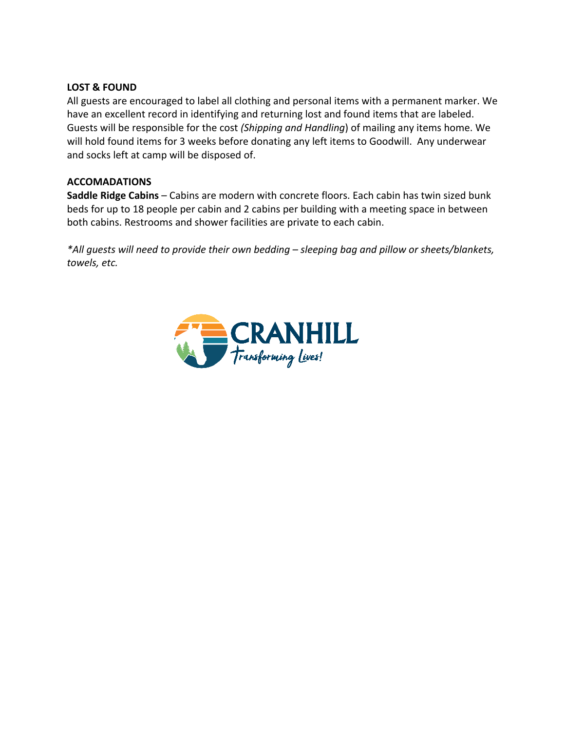**LOST & FOUND**

All guests are encouraged to label all clothing and personal items with a permanent marker. We have an excellent record in identifying and returning lost and found items that are labeled. Guests will be responsible for the cost *(Shipping and Handling*) of mailing any items home. We will hold found items for 3 weeks before donating any left items to Goodwill. Any underwear and socks left at camp will be disposed of.

**ACCOMADATIONS**

**Saddle Ridge Cabins** – Cabins are modern with concrete floors. Each cabin has twin sized bunk beds for up to 18 people per cabin and 2 cabins per building with a meeting space in between both cabins. Restrooms and shower facilities are private to each cabin.

**All guests will need to provide their own bedding – sleeping bag and pillow or sheets/blankets, towels, etc.*

CRANHILL
Transforming Lives!